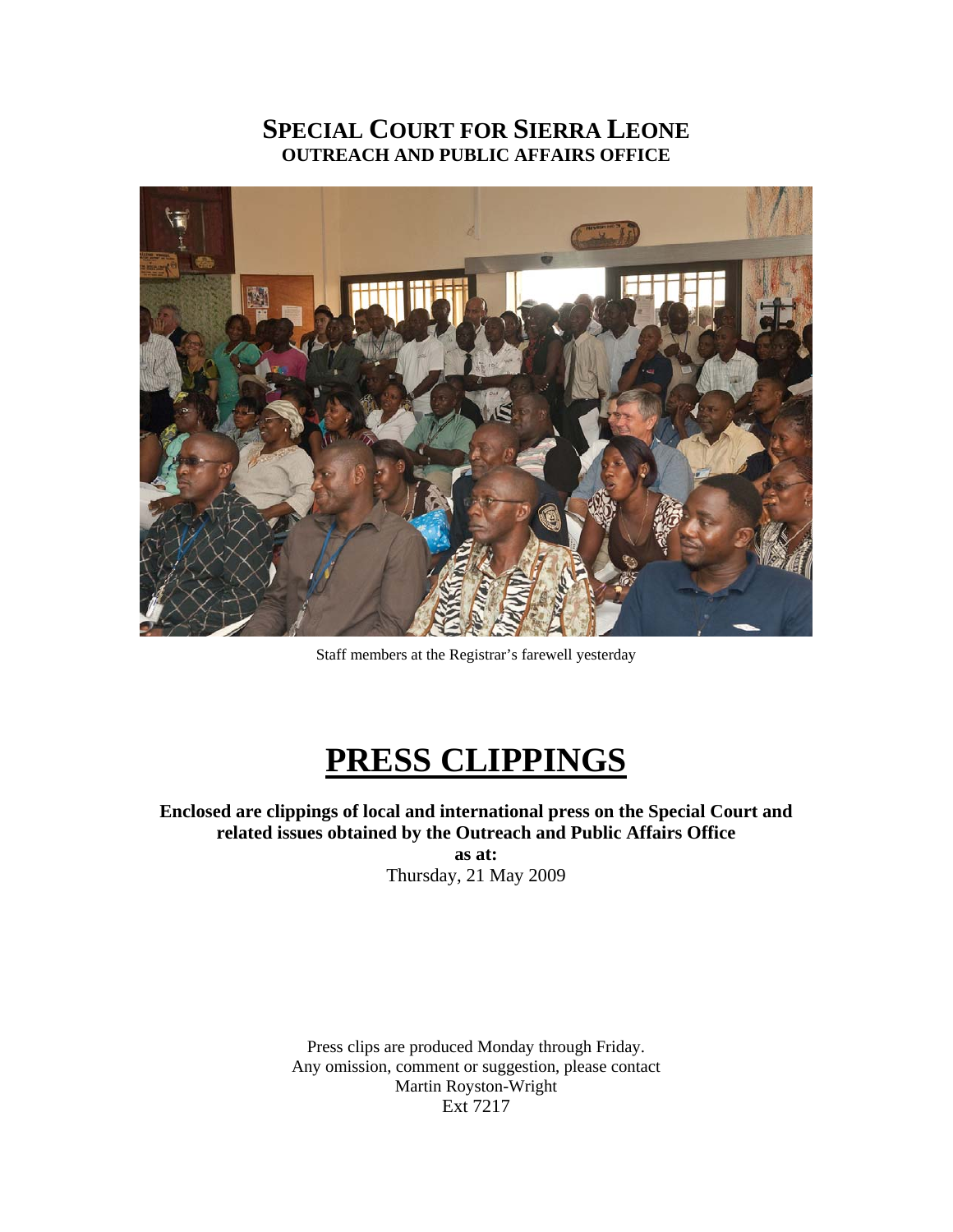# SPECIAL COURT FOR SIERRA LEONE
## OUTREACH AND PUBLIC AFFAIRS OFFICE

Staff members at the Registrar's farewell yesterday

# PRESS CLIPPINGS

**Enclosed are clippings of local and international press on the Special Court and related issues obtained by the Outreach and Public Affairs Office**

**as at:**

Thursday, 21 May 2009

Press clips are produced Monday through Friday.
Any omission, comment or suggestion, please contact
Martin Royston-Wright
Ext 7217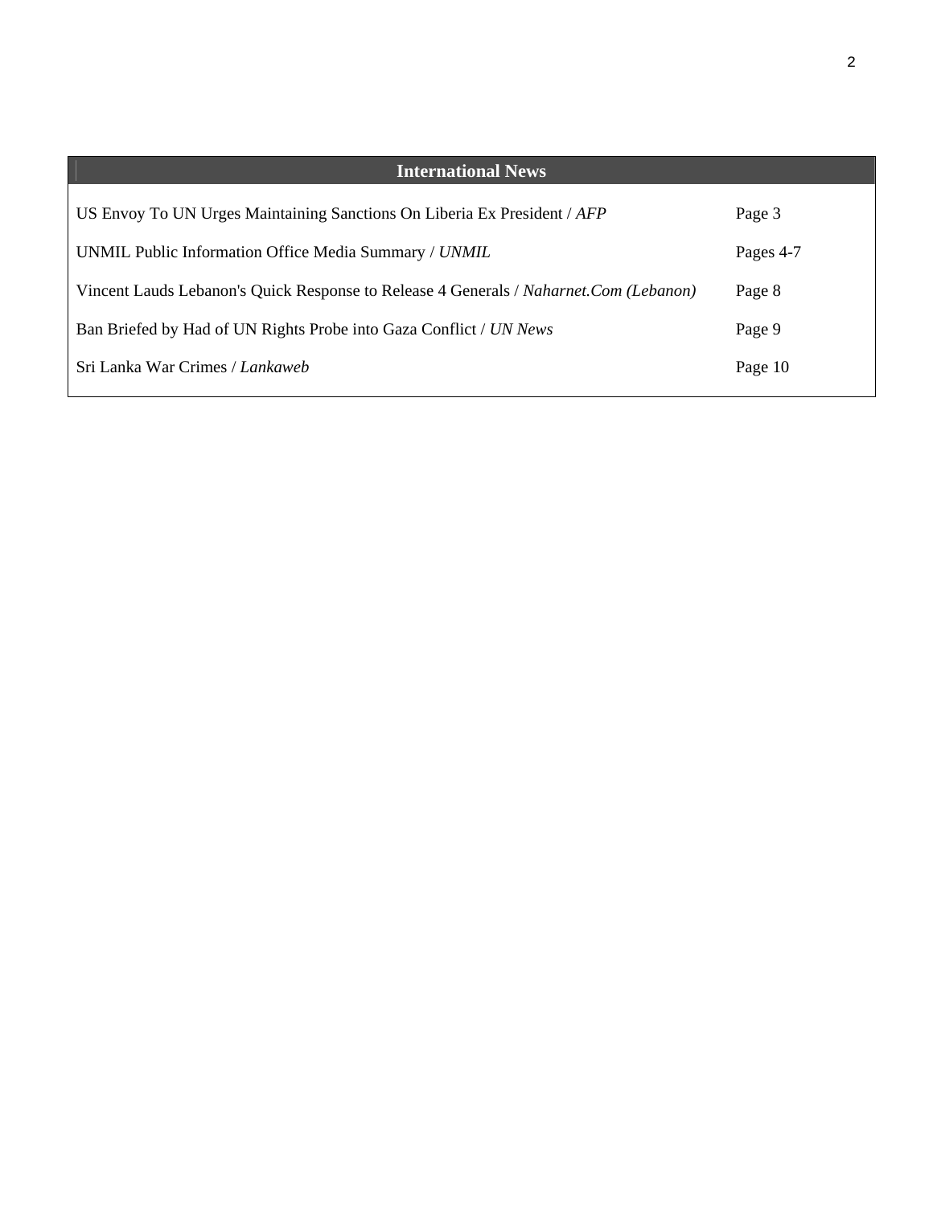## International News

| | |
|---|---|
| US Envoy To UN Urges Maintaining Sanctions On Liberia Ex President / *AFP* | Page 3 |
| UNMIL Public Information Office Media Summary / *UNMIL* | Pages 4-7 |
| Vincent Lauds Lebanon's Quick Response to Release 4 Generals / *Naharnet.Com (Lebanon)* | Page 8 |
| Ban Briefed by Had of UN Rights Probe into Gaza Conflict / *UN News* | Page 9 |
| Sri Lanka War Crimes / *Lankaweb* | Page 10 |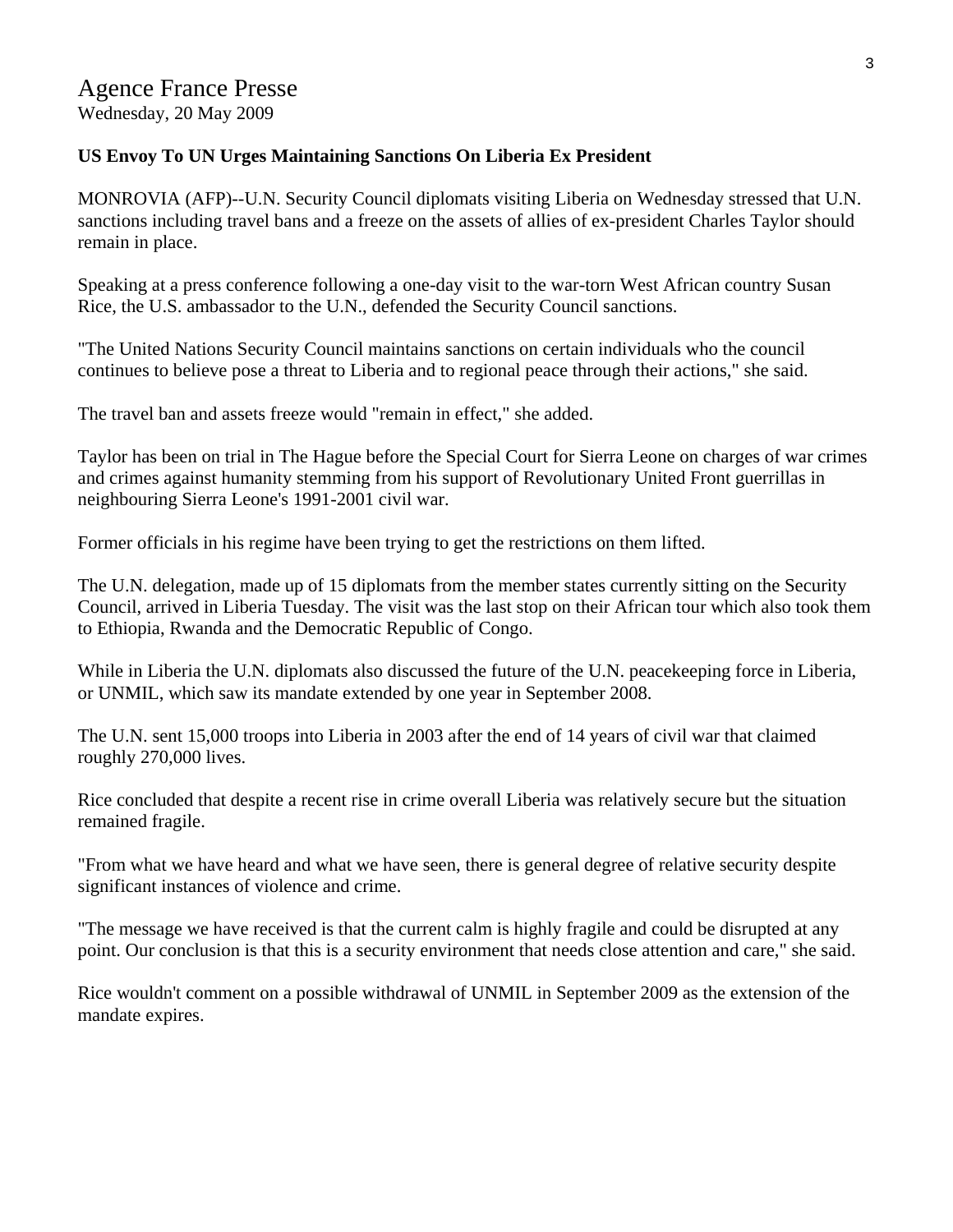# Agence France Presse

Wednesday, 20 May 2009

**US Envoy To UN Urges Maintaining Sanctions On Liberia Ex President**

MONROVIA (AFP)--U.N. Security Council diplomats visiting Liberia on Wednesday stressed that U.N. sanctions including travel bans and a freeze on the assets of allies of ex-president Charles Taylor should remain in place.

Speaking at a press conference following a one-day visit to the war-torn West African country Susan Rice, the U.S. ambassador to the U.N., defended the Security Council sanctions.

"The United Nations Security Council maintains sanctions on certain individuals who the council continues to believe pose a threat to Liberia and to regional peace through their actions," she said.

The travel ban and assets freeze would "remain in effect," she added.

Taylor has been on trial in The Hague before the Special Court for Sierra Leone on charges of war crimes and crimes against humanity stemming from his support of Revolutionary United Front guerrillas in neighbouring Sierra Leone's 1991-2001 civil war.

Former officials in his regime have been trying to get the restrictions on them lifted.

The U.N. delegation, made up of 15 diplomats from the member states currently sitting on the Security Council, arrived in Liberia Tuesday. The visit was the last stop on their African tour which also took them to Ethiopia, Rwanda and the Democratic Republic of Congo.

While in Liberia the U.N. diplomats also discussed the future of the U.N. peacekeeping force in Liberia, or UNMIL, which saw its mandate extended by one year in September 2008.

The U.N. sent 15,000 troops into Liberia in 2003 after the end of 14 years of civil war that claimed roughly 270,000 lives.

Rice concluded that despite a recent rise in crime overall Liberia was relatively secure but the situation remained fragile.

"From what we have heard and what we have seen, there is general degree of relative security despite significant instances of violence and crime.

"The message we have received is that the current calm is highly fragile and could be disrupted at any point. Our conclusion is that this is a security environment that needs close attention and care," she said.

Rice wouldn't comment on a possible withdrawal of UNMIL in September 2009 as the extension of the mandate expires.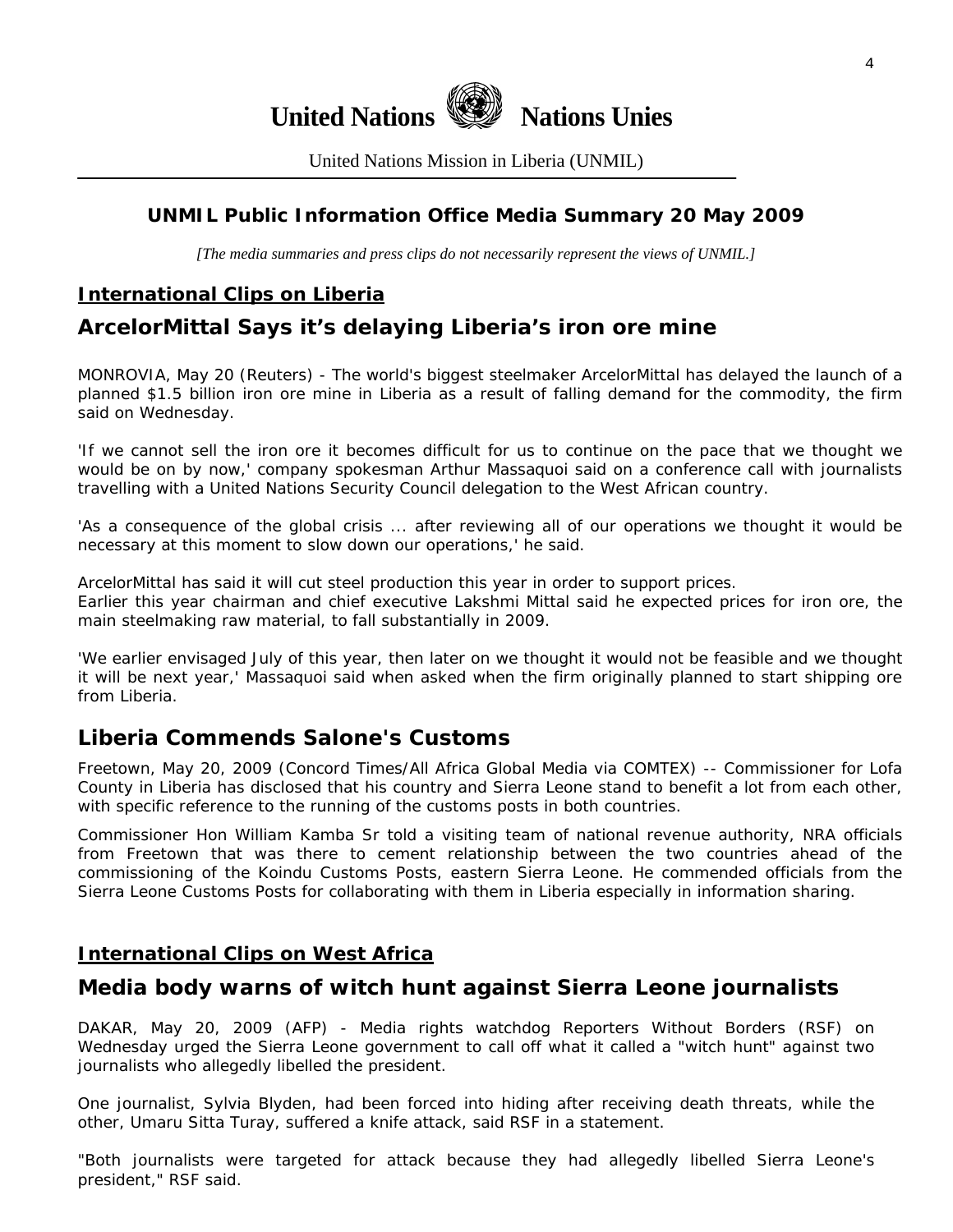# United Nations Nations Unies

United Nations Mission in Liberia (UNMIL)

## UNMIL Public Information Office Media Summary 20 May 2009

*[The media summaries and press clips do not necessarily represent the views of UNMIL.]*

### International Clips on Liberia

## ArcelorMittal Says it's delaying Liberia's iron ore mine

MONROVIA, May 20 (Reuters) - The world's biggest steelmaker ArcelorMittal has delayed the launch of a planned $1.5 billion iron ore mine in Liberia as a result of falling demand for the commodity, the firm said on Wednesday.

'If we cannot sell the iron ore it becomes difficult for us to continue on the pace that we thought we would be on by now,' company spokesman Arthur Massaquoi said on a conference call with journalists travelling with a United Nations Security Council delegation to the West African country.

'As a consequence of the global crisis ... after reviewing all of our operations we thought it would be necessary at this moment to slow down our operations,' he said.

ArcelorMittal has said it will cut steel production this year in order to support prices.
Earlier this year chairman and chief executive Lakshmi Mittal said he expected prices for iron ore, the main steelmaking raw material, to fall substantially in 2009.

'We earlier envisaged July of this year, then later on we thought it would not be feasible and we thought it will be next year,' Massaquoi said when asked when the firm originally planned to start shipping ore from Liberia.

## Liberia Commends Salone's Customs

Freetown, May 20, 2009 (Concord Times/All Africa Global Media via COMTEX) -- Commissioner for Lofa County in Liberia has disclosed that his country and Sierra Leone stand to benefit a lot from each other, with specific reference to the running of the customs posts in both countries.

Commissioner Hon William Kamba Sr told a visiting team of national revenue authority, NRA officials from Freetown that was there to cement relationship between the two countries ahead of the commissioning of the Koindu Customs Posts, eastern Sierra Leone. He commended officials from the Sierra Leone Customs Posts for collaborating with them in Liberia especially in information sharing.

### International Clips on West Africa

## Media body warns of witch hunt against Sierra Leone journalists

DAKAR, May 20, 2009 (AFP) - Media rights watchdog Reporters Without Borders (RSF) on Wednesday urged the Sierra Leone government to call off what it called a "witch hunt" against two journalists who allegedly libelled the president.

One journalist, Sylvia Blyden, had been forced into hiding after receiving death threats, while the other, Umaru Sitta Turay, suffered a knife attack, said RSF in a statement.

"Both journalists were targeted for attack because they had allegedly libelled Sierra Leone's president," RSF said.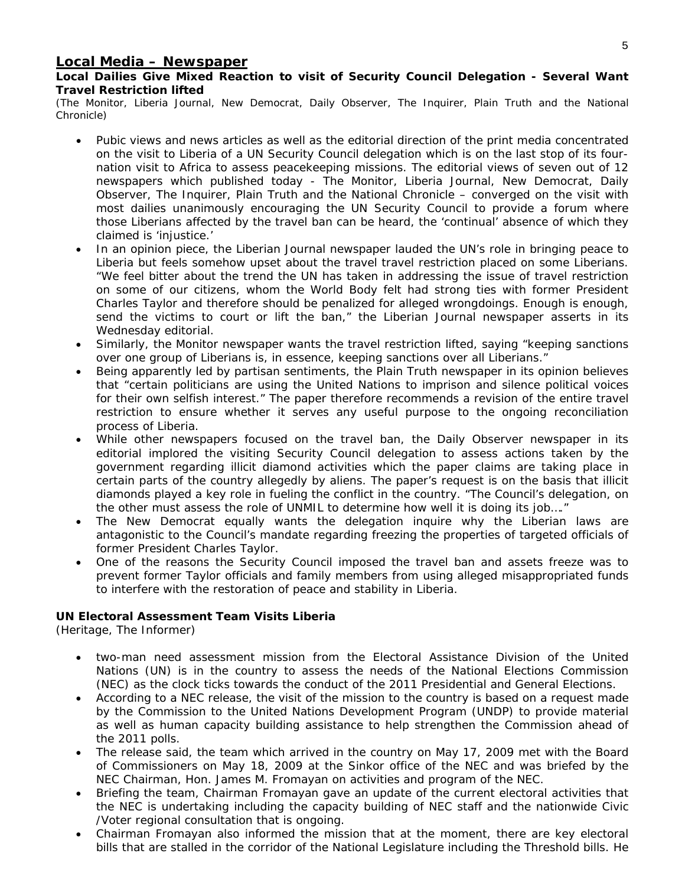## Local Media – Newspaper

**Local Dailies Give Mixed Reaction to visit of Security Council Delegation - Several Want Travel Restriction lifted**

*(The Monitor, Liberia Journal, New Democrat, Daily Observer, The Inquirer, Plain Truth and the National Chronicle)*

- Pubic views and news articles as well as the editorial direction of the print media concentrated on the visit to Liberia of a UN Security Council delegation which is on the last stop of its four-nation visit to Africa to assess peacekeeping missions. The editorial views of seven out of 12 newspapers which published today - The Monitor, Liberia Journal, New Democrat, Daily Observer, The Inquirer, Plain Truth and the National Chronicle – converged on the visit with most dailies unanimously encouraging the UN Security Council to provide a forum where those Liberians affected by the travel ban can be heard, the 'continual' absence of which they claimed is 'injustice.'
- In an opinion piece, the Liberian Journal newspaper lauded the UN's role in bringing peace to Liberia but feels somehow upset about the travel travel restriction placed on some Liberians. "We feel bitter about the trend the UN has taken in addressing the issue of travel restriction on some of our citizens, whom the World Body felt had strong ties with former President Charles Taylor and therefore should be penalized for alleged wrongdoings. Enough is enough, send the victims to court or lift the ban," the Liberian Journal newspaper asserts in its Wednesday editorial.
- Similarly, the Monitor newspaper wants the travel restriction lifted, saying "keeping sanctions over one group of Liberians is, in essence, keeping sanctions over all Liberians."
- Being apparently led by partisan sentiments, the Plain Truth newspaper in its opinion believes that "certain politicians are using the United Nations to imprison and silence political voices for their own selfish interest." The paper therefore recommends a revision of the entire travel restriction to ensure whether it serves any useful purpose to the ongoing reconciliation process of Liberia.
- While other newspapers focused on the travel ban, the Daily Observer newspaper in its editorial implored the visiting Security Council delegation to assess actions taken by the government regarding illicit diamond activities which the paper claims are taking place in certain parts of the country allegedly by aliens. The paper's request is on the basis that illicit diamonds played a key role in fueling the conflict in the country. "The Council's delegation, on the other must assess the role of UNMIL to determine how well it is doing its job…."
- The New Democrat equally wants the delegation inquire why the Liberian laws are antagonistic to the Council's mandate regarding freezing the properties of targeted officials of former President Charles Taylor.
- One of the reasons the Security Council imposed the travel ban and assets freeze was to prevent former Taylor officials and family members from using alleged misappropriated funds to interfere with the restoration of peace and stability in Liberia.

**UN Electoral Assessment Team Visits Liberia**

(Heritage, The Informer)

- two-man need assessment mission from the Electoral Assistance Division of the United Nations (UN) is in the country to assess the needs of the National Elections Commission (NEC) as the clock ticks towards the conduct of the 2011 Presidential and General Elections.
- According to a NEC release, the visit of the mission to the country is based on a request made by the Commission to the United Nations Development Program (UNDP) to provide material as well as human capacity building assistance to help strengthen the Commission ahead of the 2011 polls.
- The release said, the team which arrived in the country on May 17, 2009 met with the Board of Commissioners on May 18, 2009 at the Sinkor office of the NEC and was briefed by the NEC Chairman, Hon. James M. Fromayan on activities and program of the NEC.
- Briefing the team, Chairman Fromayan gave an update of the current electoral activities that the NEC is undertaking including the capacity building of NEC staff and the nationwide Civic /Voter regional consultation that is ongoing.
- Chairman Fromayan also informed the mission that at the moment, there are key electoral bills that are stalled in the corridor of the National Legislature including the Threshold bills. He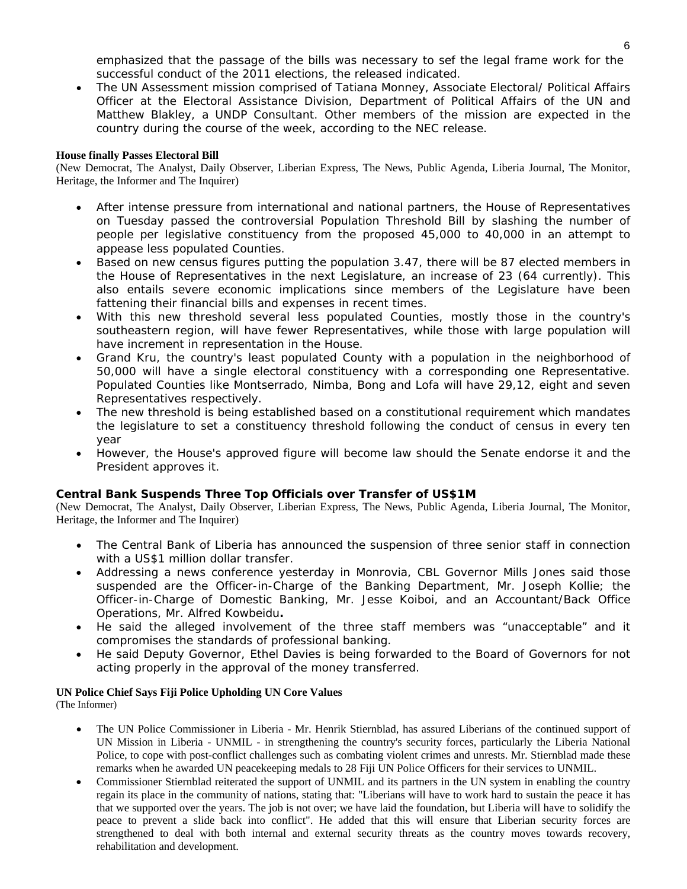emphasized that the passage of the bills was necessary to sef the legal frame work for the successful conduct of the 2011 elections, the released indicated.

- The UN Assessment mission comprised of Tatiana Monney, Associate Electoral/ Political Affairs Officer at the Electoral Assistance Division, Department of Political Affairs of the UN and Matthew Blakley, a UNDP Consultant. Other members of the mission are expected in the country during the course of the week, according to the NEC release.

### House finally Passes Electoral Bill

(New Democrat, The Analyst, Daily Observer, Liberian Express, The News, Public Agenda, Liberia Journal, The Monitor, Heritage, the Informer and The Inquirer)

- After intense pressure from international and national partners, the House of Representatives on Tuesday passed the controversial Population Threshold Bill by slashing the number of people per legislative constituency from the proposed 45,000 to 40,000 in an attempt to appease less populated Counties.
- Based on new census figures putting the population 3.47, there will be 87 elected members in the House of Representatives in the next Legislature, an increase of 23 (64 currently). This also entails severe economic implications since members of the Legislature have been fattening their financial bills and expenses in recent times.
- With this new threshold several less populated Counties, mostly those in the country's southeastern region, will have fewer Representatives, while those with large population will have increment in representation in the House.
- Grand Kru, the country's least populated County with a population in the neighborhood of 50,000 will have a single electoral constituency with a corresponding one Representative. Populated Counties like Montserrado, Nimba, Bong and Lofa will have 29,12, eight and seven Representatives respectively.
- The new threshold is being established based on a constitutional requirement which mandates the legislature to set a constituency threshold following the conduct of census in every ten year
- However, the House's approved figure will become law should the Senate endorse it and the President approves it.

### Central Bank Suspends Three Top Officials over Transfer of US$1M

(New Democrat, The Analyst, Daily Observer, Liberian Express, The News, Public Agenda, Liberia Journal, The Monitor, Heritage, the Informer and The Inquirer)

- The Central Bank of Liberia has announced the suspension of three senior staff in connection with a US$1 million dollar transfer.
- Addressing a news conference yesterday in Monrovia, CBL Governor Mills Jones said those suspended are the Officer-in-Charge of the Banking Department, Mr. Joseph Kollie; the Officer-in-Charge of Domestic Banking, Mr. Jesse Koiboi, and an Accountant/Back Office Operations, Mr. Alfred Kowbeidu**.**
- He said the alleged involvement of the three staff members was "unacceptable" and it compromises the standards of professional banking.
- He said Deputy Governor, Ethel Davies is being forwarded to the Board of Governors for not acting properly in the approval of the money transferred.

### UN Police Chief Says Fiji Police Upholding UN Core Values

(The Informer)

- The UN Police Commissioner in Liberia - Mr. Henrik Stiernblad, has assured Liberians of the continued support of UN Mission in Liberia - UNMIL - in strengthening the country's security forces, particularly the Liberia National Police, to cope with post-conflict challenges such as combating violent crimes and unrests. Mr. Stiernblad made these remarks when he awarded UN peacekeeping medals to 28 Fiji UN Police Officers for their services to UNMIL.
- Commissioner Stiernblad reiterated the support of UNMIL and its partners in the UN system in enabling the country regain its place in the community of nations, stating that: "Liberians will have to work hard to sustain the peace it has that we supported over the years. The job is not over; we have laid the foundation, but Liberia will have to solidify the peace to prevent a slide back into conflict". He added that this will ensure that Liberian security forces are strengthened to deal with both internal and external security threats as the country moves towards recovery, rehabilitation and development.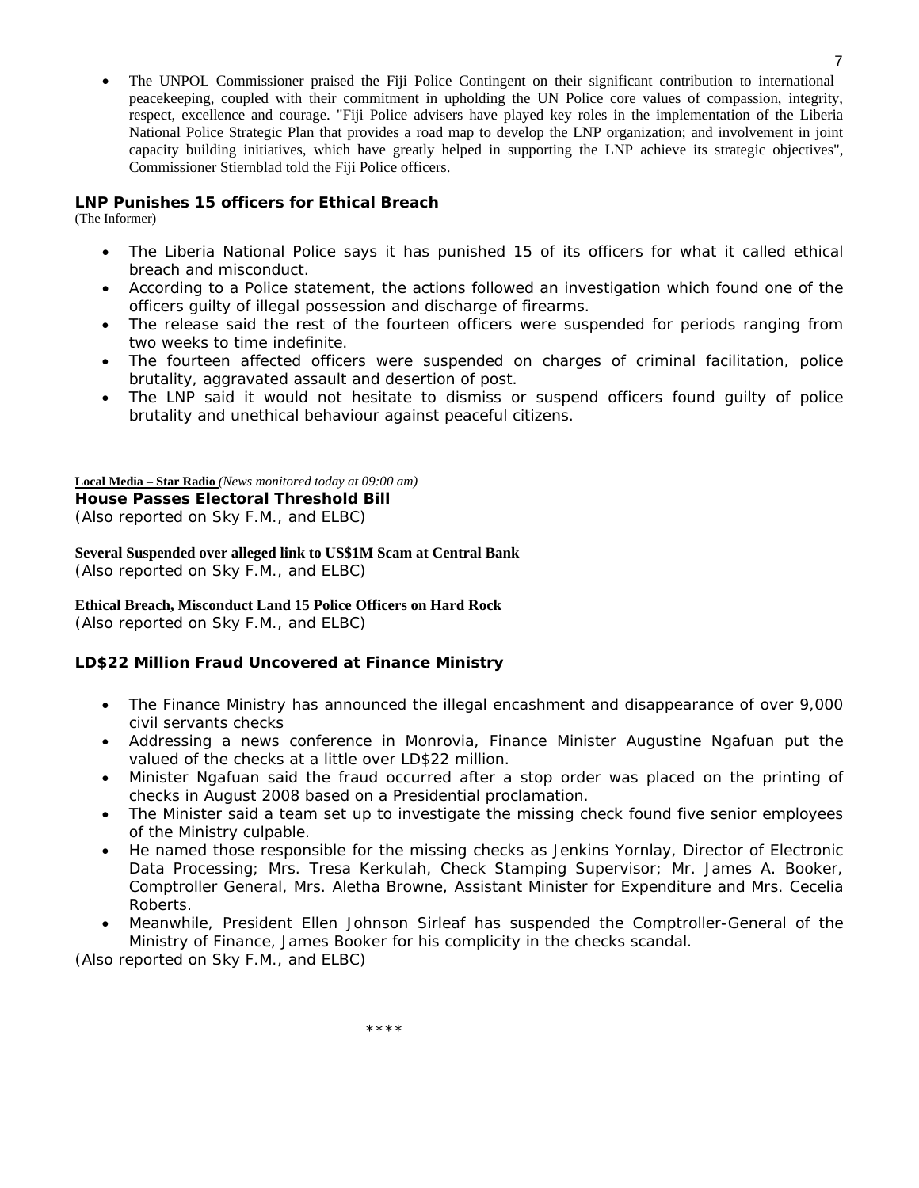- The UNPOL Commissioner praised the Fiji Police Contingent on their significant contribution to international peacekeeping, coupled with their commitment in upholding the UN Police core values of compassion, integrity, respect, excellence and courage. "Fiji Police advisers have played key roles in the implementation of the Liberia National Police Strategic Plan that provides a road map to develop the LNP organization; and involvement in joint capacity building initiatives, which have greatly helped in supporting the LNP achieve its strategic objectives", Commissioner Stiernblad told the Fiji Police officers.

### LNP Punishes 15 officers for Ethical Breach

(The Informer)

- The Liberia National Police says it has punished 15 of its officers for what it called ethical breach and misconduct.
- According to a Police statement, the actions followed an investigation which found one of the officers guilty of illegal possession and discharge of firearms.
- The release said the rest of the fourteen officers were suspended for periods ranging from two weeks to time indefinite.
- The fourteen affected officers were suspended on charges of criminal facilitation, police brutality, aggravated assault and desertion of post.
- The LNP said it would not hesitate to dismiss or suspend officers found guilty of police brutality and unethical behaviour against peaceful citizens.

**Local Media – Star Radio** *(News monitored today at 09:00 am)*

**House Passes Electoral Threshold Bill**

*(Also reported on Sky F.M., and ELBC)*

**Several Suspended over alleged link to US$1M Scam at Central Bank**

*(Also reported on Sky F.M., and ELBC)*

**Ethical Breach, Misconduct Land 15 Police Officers on Hard Rock**

*(Also reported on Sky F.M., and ELBC)*

### LD$22 Million Fraud Uncovered at Finance Ministry

- The Finance Ministry has announced the illegal encashment and disappearance of over 9,000 civil servants checks
- Addressing a news conference in Monrovia, Finance Minister Augustine Ngafuan put the valued of the checks at a little over LD$22 million.
- Minister Ngafuan said the fraud occurred after a stop order was placed on the printing of checks in August 2008 based on a Presidential proclamation.
- The Minister said a team set up to investigate the missing check found five senior employees of the Ministry culpable.
- He named those responsible for the missing checks as Jenkins Yornlay, Director of Electronic Data Processing; Mrs. Tresa Kerkulah, Check Stamping Supervisor; Mr. James A. Booker, Comptroller General, Mrs. Aletha Browne, Assistant Minister for Expenditure and Mrs. Cecelia Roberts.
- Meanwhile, President Ellen Johnson Sirleaf has suspended the Comptroller-General of the Ministry of Finance, James Booker for his complicity in the checks scandal.

*(Also reported on Sky F.M., and ELBC)*

\*\*\*\*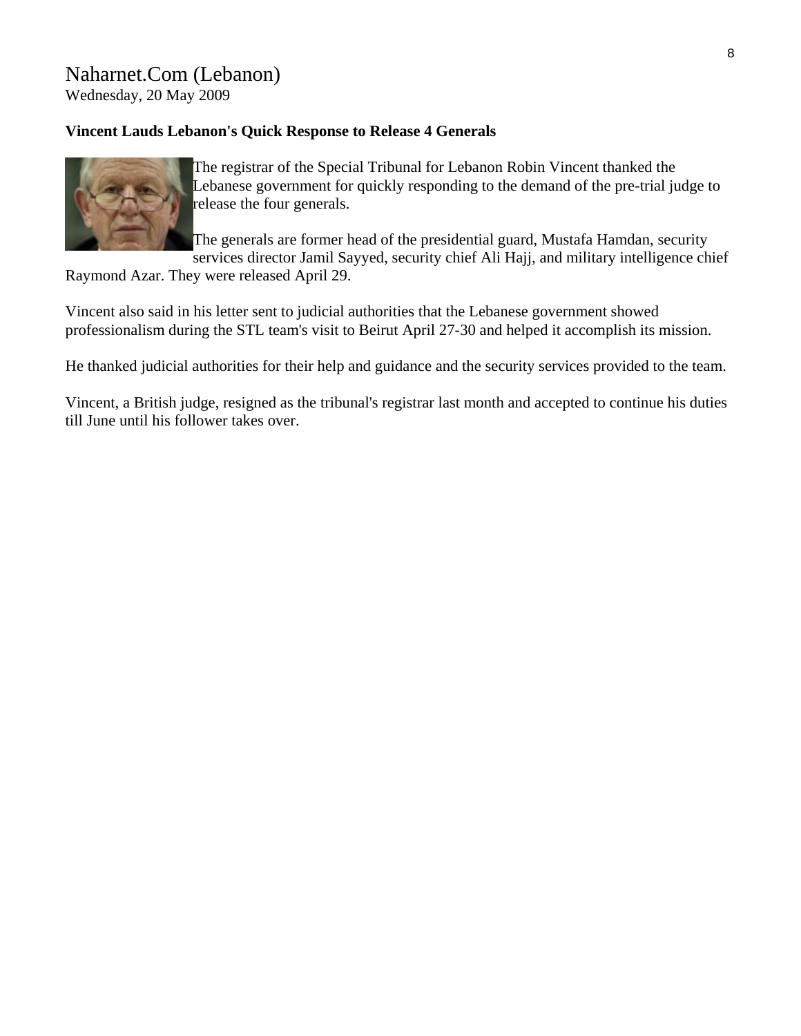Naharnet.Com (Lebanon)
Wednesday, 20 May 2009

**Vincent Lauds Lebanon's Quick Response to Release 4 Generals**

The registrar of the Special Tribunal for Lebanon Robin Vincent thanked the Lebanese government for quickly responding to the demand of the pre-trial judge to release the four generals.

The generals are former head of the presidential guard, Mustafa Hamdan, security services director Jamil Sayyed, security chief Ali Hajj, and military intelligence chief Raymond Azar. They were released April 29.

Vincent also said in his letter sent to judicial authorities that the Lebanese government showed professionalism during the STL team's visit to Beirut April 27-30 and helped it accomplish its mission.

He thanked judicial authorities for their help and guidance and the security services provided to the team.

Vincent, a British judge, resigned as the tribunal's registrar last month and accepted to continue his duties till June until his follower takes over.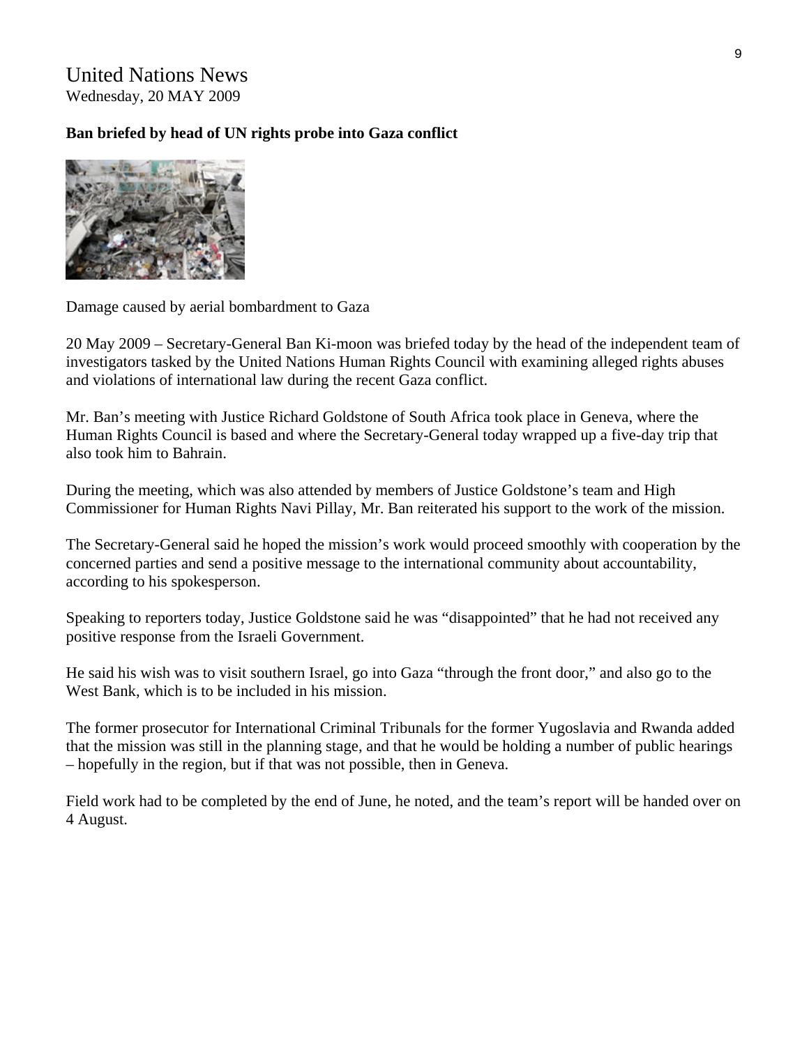# United Nations News

Wednesday, 20 MAY 2009

**Ban briefed by head of UN rights probe into Gaza conflict**

Damage caused by aerial bombardment to Gaza

20 May 2009 – Secretary-General Ban Ki-moon was briefed today by the head of the independent team of investigators tasked by the United Nations Human Rights Council with examining alleged rights abuses and violations of international law during the recent Gaza conflict.

Mr. Ban's meeting with Justice Richard Goldstone of South Africa took place in Geneva, where the Human Rights Council is based and where the Secretary-General today wrapped up a five-day trip that also took him to Bahrain.

During the meeting, which was also attended by members of Justice Goldstone's team and High Commissioner for Human Rights Navi Pillay, Mr. Ban reiterated his support to the work of the mission.

The Secretary-General said he hoped the mission's work would proceed smoothly with cooperation by the concerned parties and send a positive message to the international community about accountability, according to his spokesperson.

Speaking to reporters today, Justice Goldstone said he was "disappointed" that he had not received any positive response from the Israeli Government.

He said his wish was to visit southern Israel, go into Gaza "through the front door," and also go to the West Bank, which is to be included in his mission.

The former prosecutor for International Criminal Tribunals for the former Yugoslavia and Rwanda added that the mission was still in the planning stage, and that he would be holding a number of public hearings – hopefully in the region, but if that was not possible, then in Geneva.

Field work had to be completed by the end of June, he noted, and the team's report will be handed over on 4 August.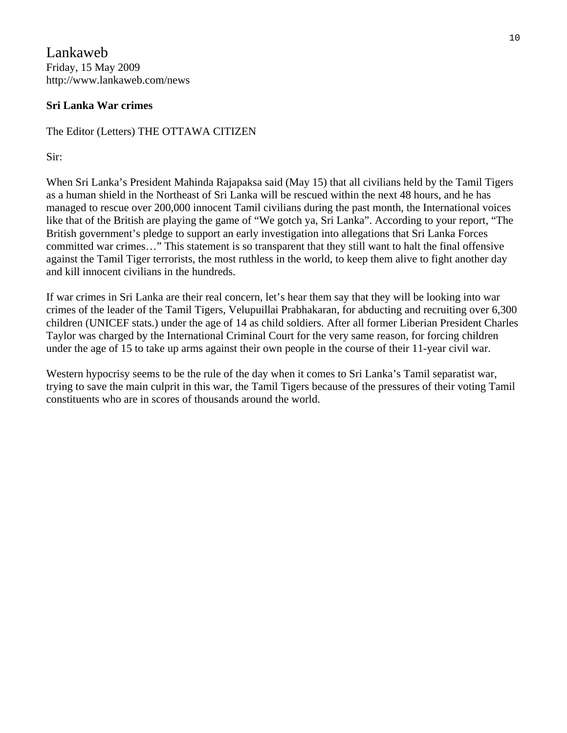Lankaweb
Friday, 15 May 2009
http://www.lankaweb.com/news

**Sri Lanka War crimes**

The Editor (Letters) THE OTTAWA CITIZEN

Sir:

When Sri Lanka's President Mahinda Rajapaksa said (May 15) that all civilians held by the Tamil Tigers as a human shield in the Northeast of Sri Lanka will be rescued within the next 48 hours, and he has managed to rescue over 200,000 innocent Tamil civilians during the past month, the International voices like that of the British are playing the game of "We gotch ya, Sri Lanka". According to your report, "The British government's pledge to support an early investigation into allegations that Sri Lanka Forces committed war crimes…" This statement is so transparent that they still want to halt the final offensive against the Tamil Tiger terrorists, the most ruthless in the world, to keep them alive to fight another day and kill innocent civilians in the hundreds.

If war crimes in Sri Lanka are their real concern, let's hear them say that they will be looking into war crimes of the leader of the Tamil Tigers, Velupuillai Prabhakaran, for abducting and recruiting over 6,300 children (UNICEF stats.) under the age of 14 as child soldiers. After all former Liberian President Charles Taylor was charged by the International Criminal Court for the very same reason, for forcing children under the age of 15 to take up arms against their own people in the course of their 11-year civil war.

Western hypocrisy seems to be the rule of the day when it comes to Sri Lanka's Tamil separatist war, trying to save the main culprit in this war, the Tamil Tigers because of the pressures of their voting Tamil constituents who are in scores of thousands around the world.